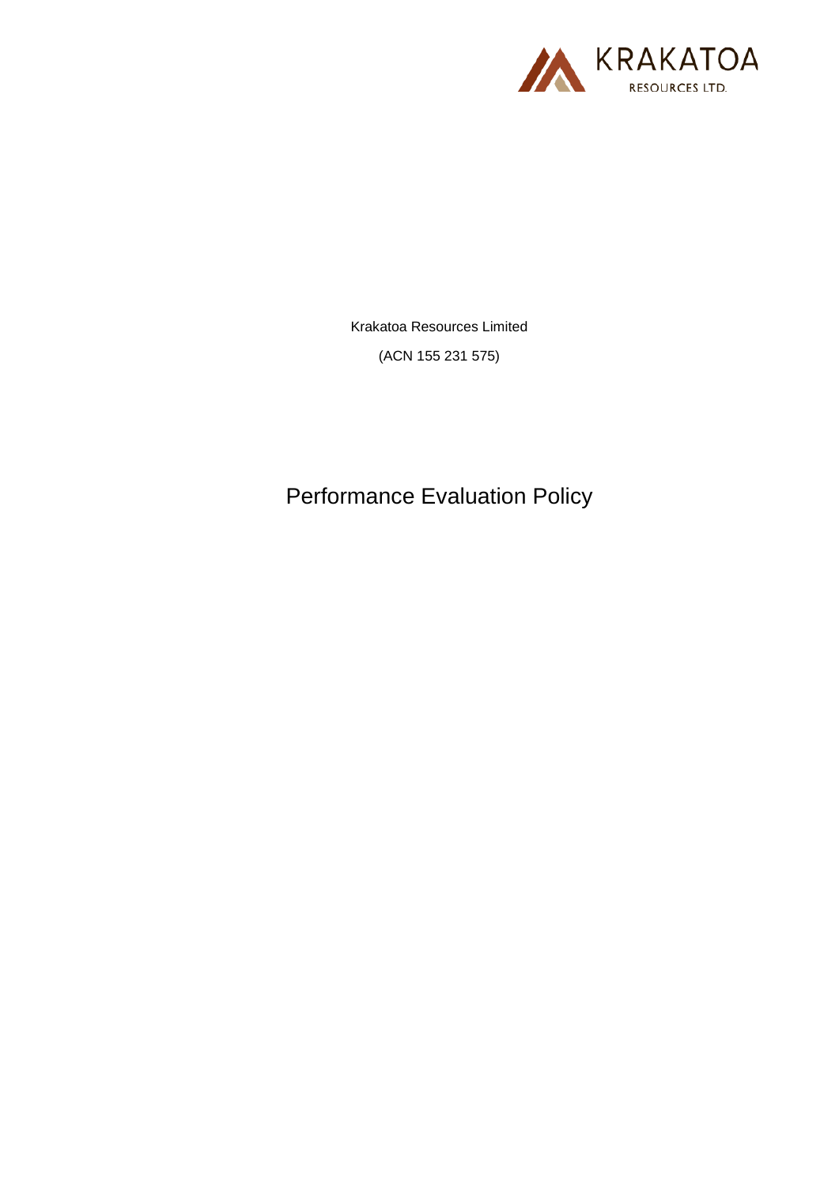Krakatoa Resources Limited

(ACN 155 231 575)

# Performance Evaluation Policy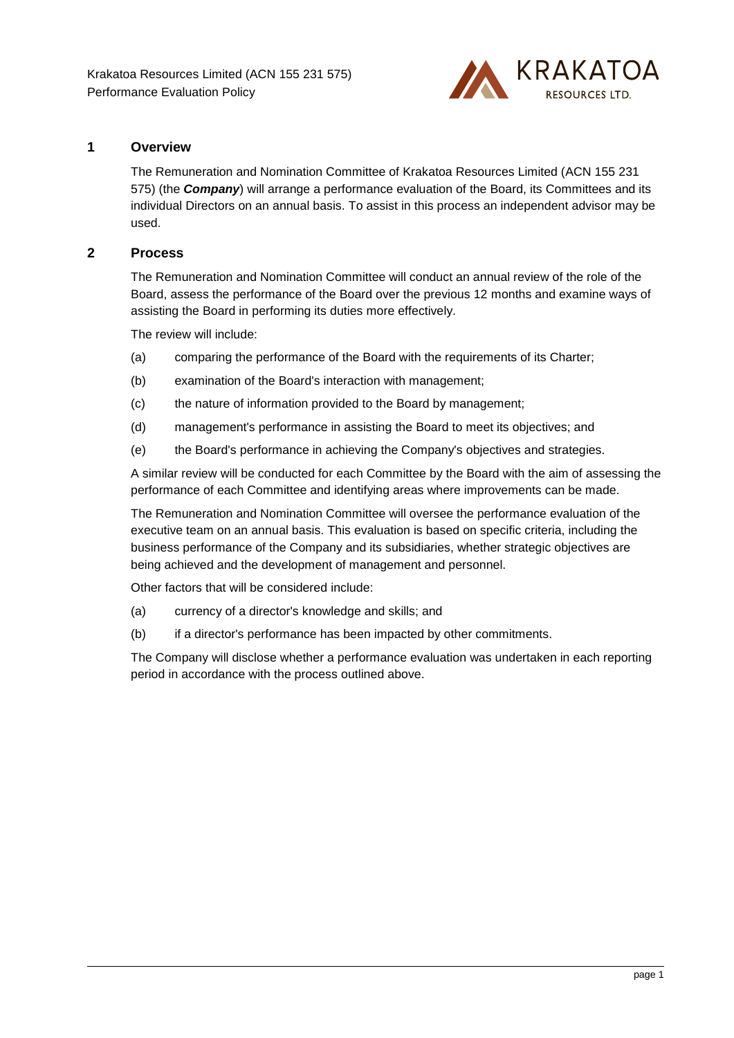Krakatoa Resources Limited (ACN 155 231 575)
Performance Evaluation Policy

## 1 Overview

The Remuneration and Nomination Committee of Krakatoa Resources Limited (ACN 155 231 575) (the ***Company***) will arrange a performance evaluation of the Board, its Committees and its individual Directors on an annual basis. To assist in this process an independent advisor may be used.

## 2 Process

The Remuneration and Nomination Committee will conduct an annual review of the role of the Board, assess the performance of the Board over the previous 12 months and examine ways of assisting the Board in performing its duties more effectively.

The review will include:

(a) comparing the performance of the Board with the requirements of its Charter;

(b) examination of the Board's interaction with management;

(c) the nature of information provided to the Board by management;

(d) management's performance in assisting the Board to meet its objectives; and

(e) the Board's performance in achieving the Company's objectives and strategies.

A similar review will be conducted for each Committee by the Board with the aim of assessing the performance of each Committee and identifying areas where improvements can be made.

The Remuneration and Nomination Committee will oversee the performance evaluation of the executive team on an annual basis. This evaluation is based on specific criteria, including the business performance of the Company and its subsidiaries, whether strategic objectives are being achieved and the development of management and personnel.

Other factors that will be considered include:

(a) currency of a director's knowledge and skills; and

(b) if a director's performance has been impacted by other commitments.

The Company will disclose whether a performance evaluation was undertaken in each reporting period in accordance with the process outlined above.